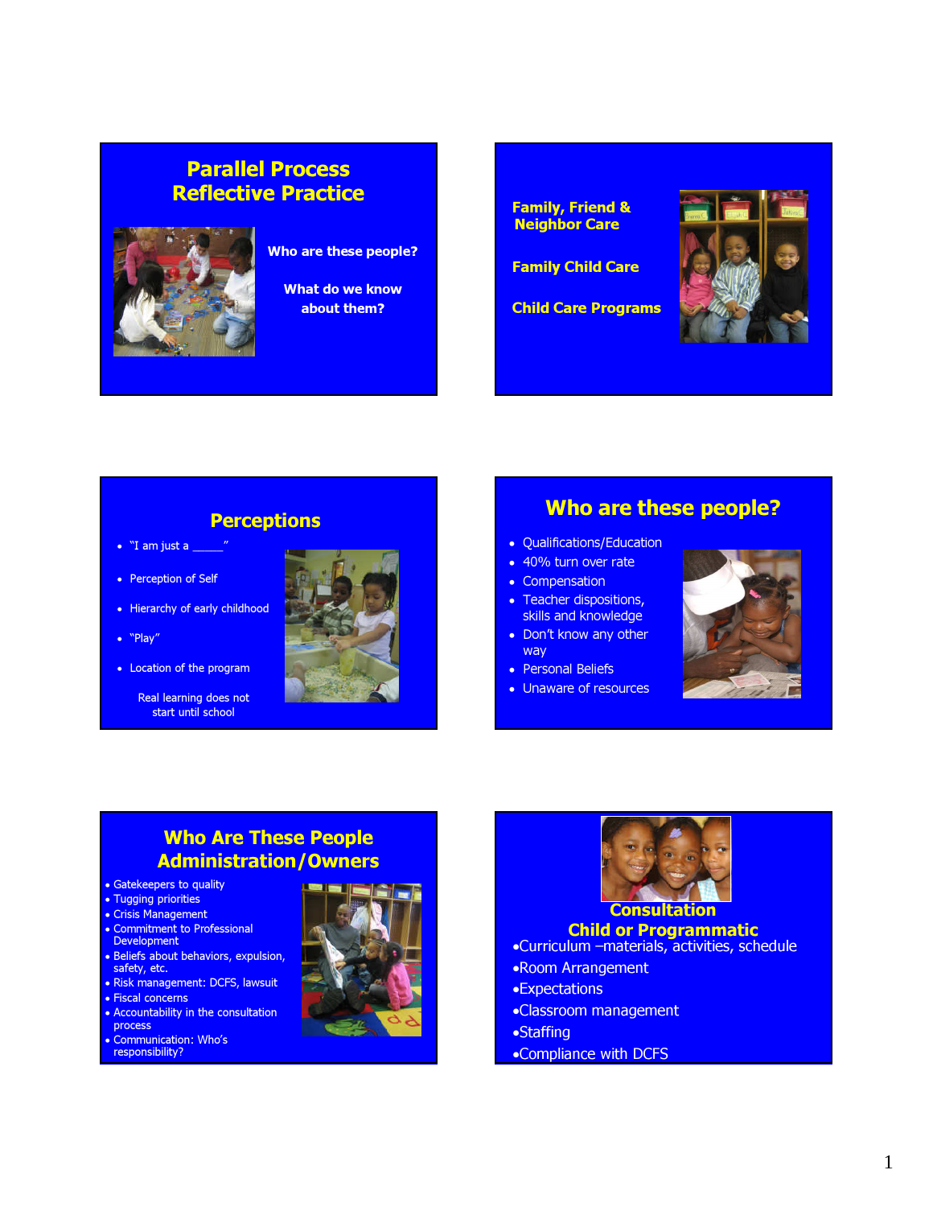## Parallel Process Reflective Practice

Who are these people?

What do we know about them?

---

**Family, Friend & Neighbor Care**

**Family Child Care**

**Child Care Programs**

---

## Perceptions

- "I am just a _____"
- Perception of Self
- Hierarchy of early childhood
- "Play"
- Location of the program

Real learning does not start until school

---

## Who are these people?

- Qualifications/Education
- 40% turn over rate
- Compensation
- Teacher dispositions, skills and knowledge
- Don't know any other way
- Personal Beliefs
- Unaware of resources

---

## Who Are These People Administration/Owners

- Gatekeepers to quality
- Tugging priorities
- Crisis Management
- Commitment to Professional Development
- Beliefs about behaviors, expulsion, safety, etc.
- Risk management: DCFS, lawsuit
- Fiscal concerns
- Accountability in the consultation process
- Communication: Who's responsibility?

---

## Consultation Child or Programmatic

- Curriculum –materials, activities, schedule
- Room Arrangement
- Expectations
- Classroom management
- Staffing
- Compliance with DCFS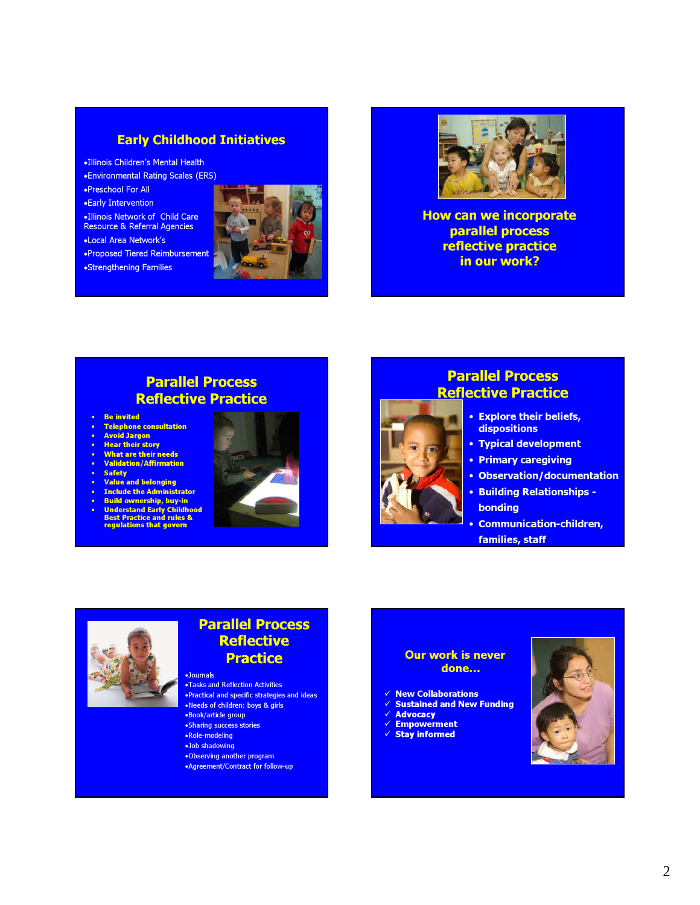## Early Childhood Initiatives

- Illinois Children's Mental Health
- Environmental Rating Scales (ERS)
- Preschool For All
- Early Intervention
- Illinois Network of Child Care Resource & Referral Agencies
- Local Area Network's
- Proposed Tiered Reimbursement
- Strengthening Families

## How can we incorporate parallel process reflective practice in our work?

## Parallel Process Reflective Practice

- **Be invited**
- **Telephone consultation**
- **Avoid Jargon**
- **Hear their story**
- **What are their needs**
- **Validation/Affirmation**
- **Safety**
- **Value and belonging**
- **Include the Administrator**
- **Build ownership, buy-in**
- **Understand Early Childhood Best Practice and rules & regulations that govern**

## Parallel Process Reflective Practice

- **Explore their beliefs, dispositions**
- **Typical development**
- **Primary caregiving**
- **Observation/documentation**
- **Building Relationships - bonding**
- **Communication-children, families, staff**

## Parallel Process Reflective Practice

- Journals
- Tasks and Reflection Activities
- Practical and specific strategies and ideas
- Needs of children: boys & girls
- Book/article group
- Sharing success stories
- Role-modeling
- Job shadowing
- Observing another program
- Agreement/Contract for follow-up

## Our work is never done…

- ✓ **New Collaborations**
- ✓ **Sustained and New Funding**
- ✓ **Advocacy**
- ✓ **Empowerment**
- ✓ **Stay informed**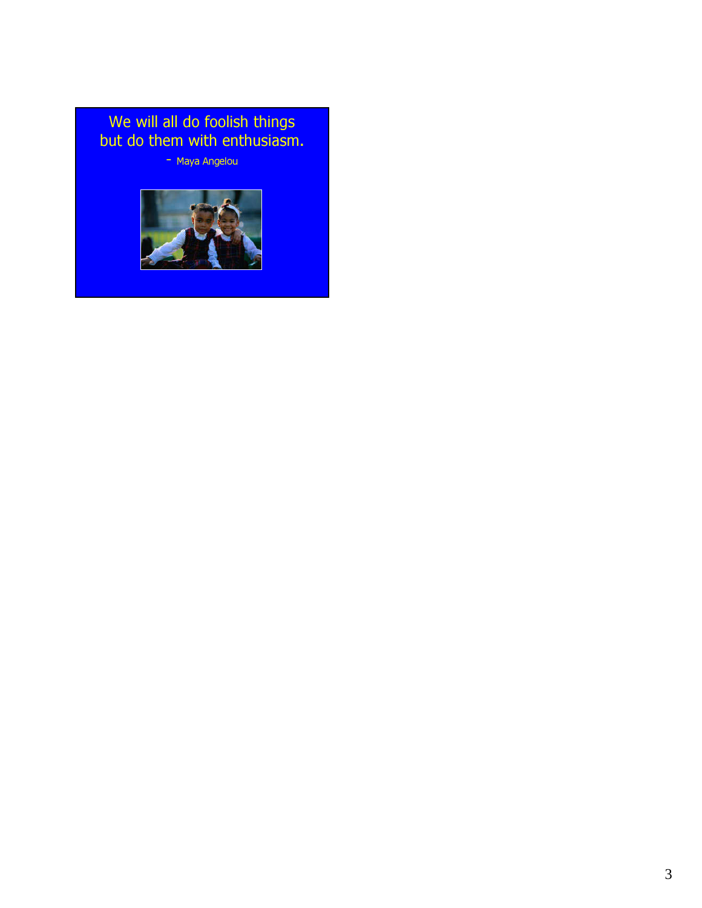We will all do foolish things
but do them with enthusiasm.

- Maya Angelou